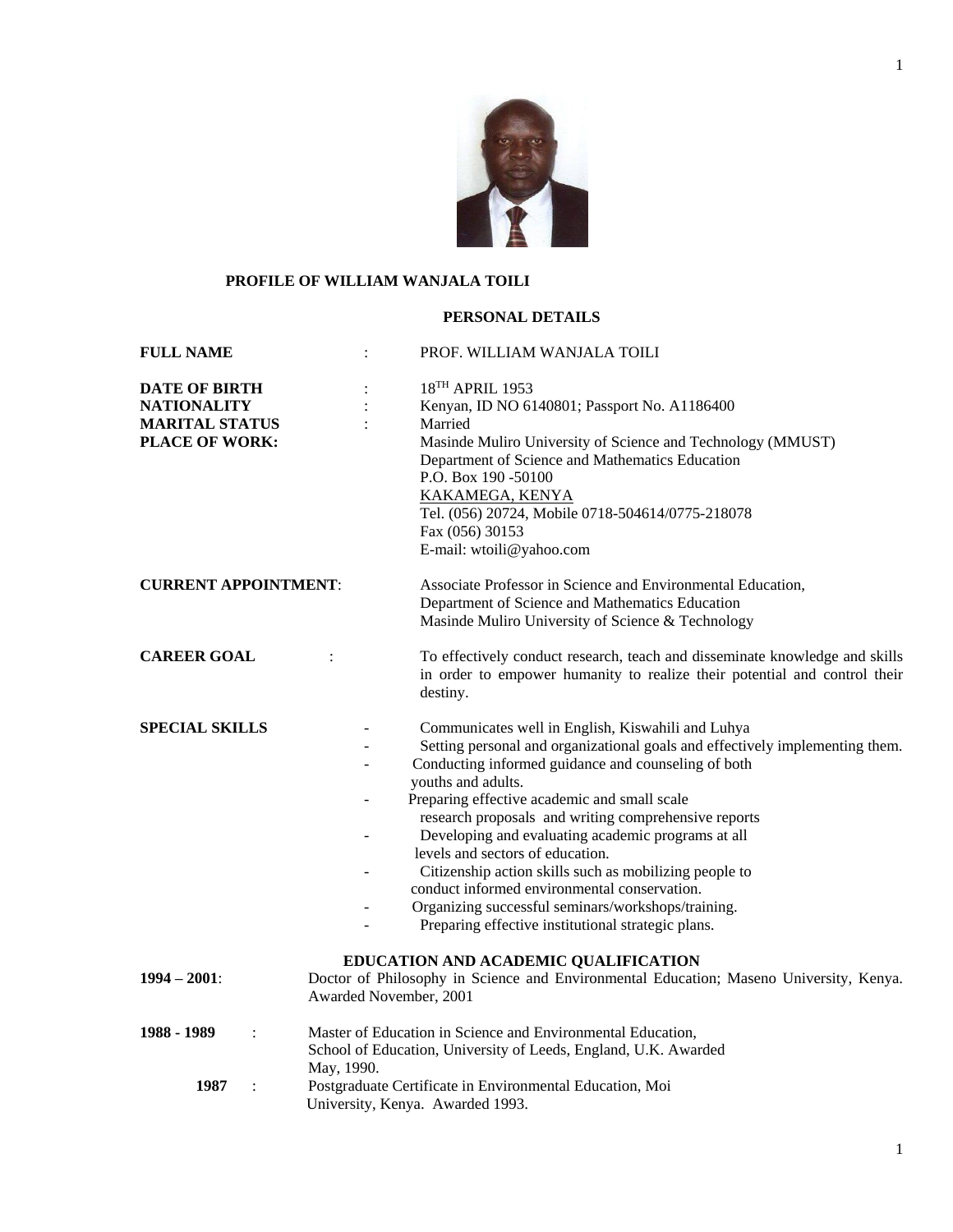# PROFILE OF WILLIAM WANJALA TOILI

## PERSONAL DETAILS

**FULL NAME** : PROF. WILLIAM WANJALA TOILI

**DATE OF BIRTH** : 18TH APRIL 1953

**NATIONALITY** : Kenyan, ID NO 6140801; Passport No. A1186400

**MARITAL STATUS** : Married

**PLACE OF WORK:** Masinde Muliro University of Science and Technology (MMUST)
Department of Science and Mathematics Education
P.O. Box 190 -50100
KAKAMEGA, KENYA
Tel. (056) 20724, Mobile 0718-504614/0775-218078
Fax (056) 30153
E-mail: wtoili@yahoo.com

**CURRENT APPOINTMENT**: Associate Professor in Science and Environmental Education,
Department of Science and Mathematics Education
Masinde Muliro University of Science & Technology

**CAREER GOAL** : To effectively conduct research, teach and disseminate knowledge and skills in order to empower humanity to realize their potential and control their destiny.

**SPECIAL SKILLS**

- Communicates well in English, Kiswahili and Luhya
- Setting personal and organizational goals and effectively implementing them.
- Conducting informed guidance and counseling of both youths and adults.
- Preparing effective academic and small scale research proposals and writing comprehensive reports
- Developing and evaluating academic programs at all levels and sectors of education.
- Citizenship action skills such as mobilizing people to conduct informed environmental conservation.
- Organizing successful seminars/workshops/training.
- Preparing effective institutional strategic plans.

## EDUCATION AND ACADEMIC QUALIFICATION

**1994 – 2001**: Doctor of Philosophy in Science and Environmental Education; Maseno University, Kenya. Awarded November, 2001

**1988 - 1989** : Master of Education in Science and Environmental Education, School of Education, University of Leeds, England, U.K. Awarded May, 1990.

**1987** : Postgraduate Certificate in Environmental Education, Moi University, Kenya. Awarded 1993.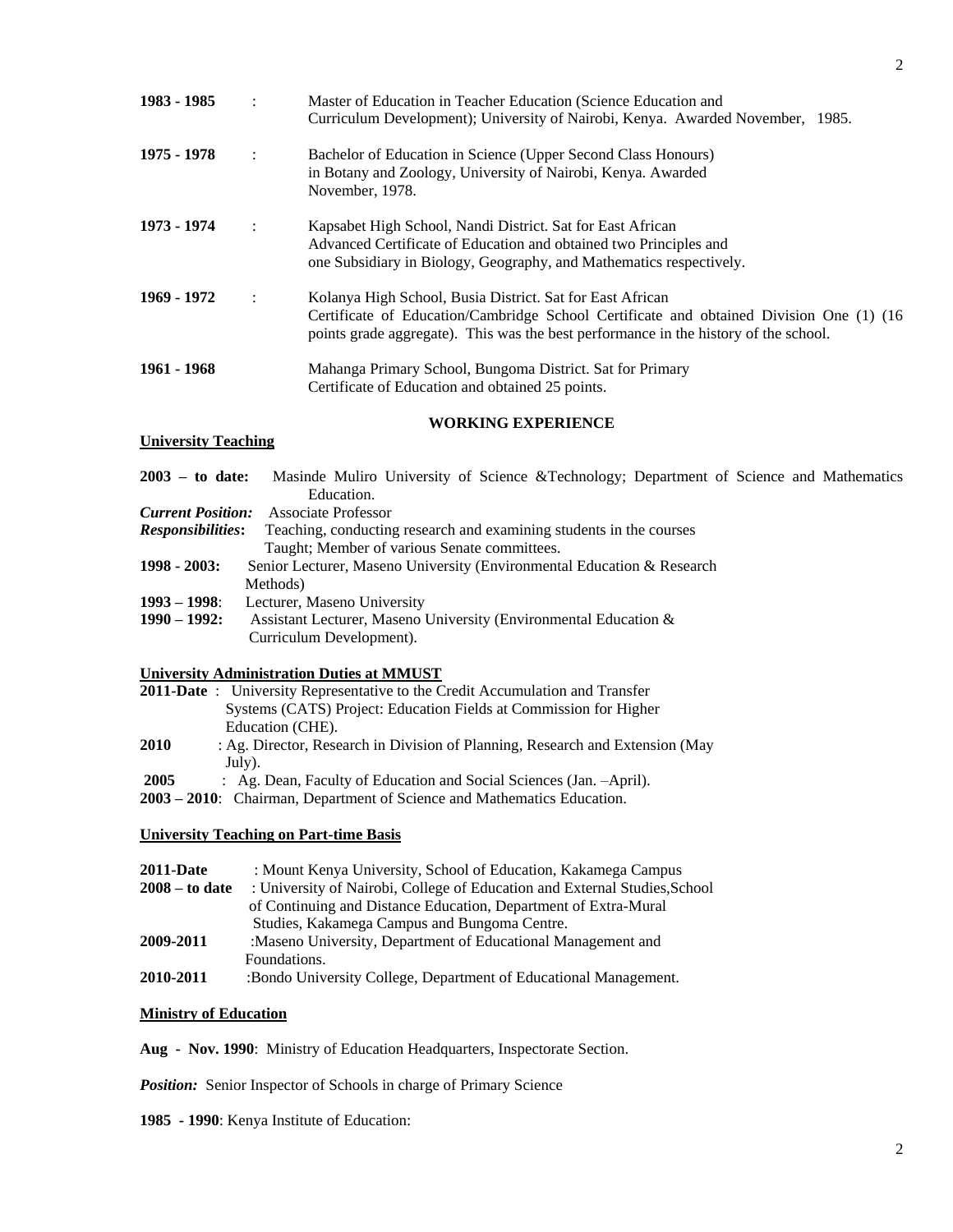**1983 - 1985** : Master of Education in Teacher Education (Science Education and Curriculum Development); University of Nairobi, Kenya. Awarded November, 1985.

**1975 - 1978** : Bachelor of Education in Science (Upper Second Class Honours) in Botany and Zoology, University of Nairobi, Kenya. Awarded November, 1978.

**1973 - 1974** : Kapsabet High School, Nandi District. Sat for East African Advanced Certificate of Education and obtained two Principles and one Subsidiary in Biology, Geography, and Mathematics respectively.

**1969 - 1972** : Kolanya High School, Busia District. Sat for East African Certificate of Education/Cambridge School Certificate and obtained Division One (1) (16 points grade aggregate). This was the best performance in the history of the school.

**1961 - 1968** Mahanga Primary School, Bungoma District. Sat for Primary Certificate of Education and obtained 25 points.

## WORKING EXPERIENCE

**University Teaching**

**2003 – to date:** Masinde Muliro University of Science &Technology; Department of Science and Mathematics Education.

***Current Position:*** Associate Professor

***Responsibilities*:** Teaching, conducting research and examining students in the courses Taught; Member of various Senate committees.

**1998 - 2003:** Senior Lecturer, Maseno University (Environmental Education & Research Methods)

**1993 – 1998**: Lecturer, Maseno University

**1990 – 1992:** Assistant Lecturer, Maseno University (Environmental Education & Curriculum Development).

**University Administration Duties at MMUST**

**2011-Date** : University Representative to the Credit Accumulation and Transfer Systems (CATS) Project: Education Fields at Commission for Higher Education (CHE).

**2010** : Ag. Director, Research in Division of Planning, Research and Extension (May July).

**2005** : Ag. Dean, Faculty of Education and Social Sciences (Jan. –April).

**2003 – 2010**: Chairman, Department of Science and Mathematics Education.

**University Teaching on Part-time Basis**

**2011-Date** : Mount Kenya University, School of Education, Kakamega Campus

**2008 – to date** : University of Nairobi, College of Education and External Studies,School of Continuing and Distance Education, Department of Extra-Mural Studies, Kakamega Campus and Bungoma Centre.

**2009-2011** :Maseno University, Department of Educational Management and Foundations.

**2010-2011** :Bondo University College, Department of Educational Management.

**Ministry of Education**

**Aug - Nov. 1990**: Ministry of Education Headquarters, Inspectorate Section.

***Position:*** Senior Inspector of Schools in charge of Primary Science

**1985 - 1990**: Kenya Institute of Education: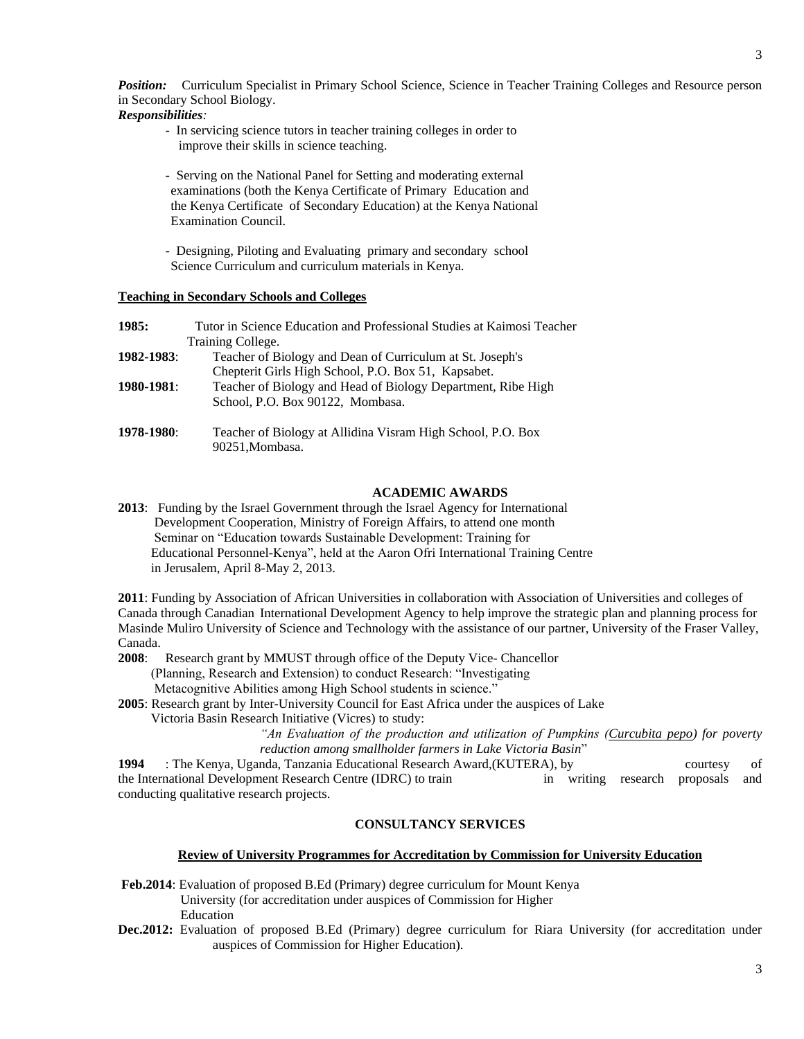***Position:*** Curriculum Specialist in Primary School Science, Science in Teacher Training Colleges and Resource person in Secondary School Biology.

***Responsibilities:***

- In servicing science tutors in teacher training colleges in order to improve their skills in science teaching.
- Serving on the National Panel for Setting and moderating external examinations (both the Kenya Certificate of Primary Education and the Kenya Certificate of Secondary Education) at the Kenya National Examination Council.
- Designing, Piloting and Evaluating primary and secondary school Science Curriculum and curriculum materials in Kenya.

**Teaching in Secondary Schools and Colleges**

**1985:** Tutor in Science Education and Professional Studies at Kaimosi Teacher Training College.

**1982-1983**: Teacher of Biology and Dean of Curriculum at St. Joseph's Chepterit Girls High School, P.O. Box 51, Kapsabet.

**1980-1981**: Teacher of Biology and Head of Biology Department, Ribe High School, P.O. Box 90122, Mombasa.

**1978-1980**: Teacher of Biology at Allidina Visram High School, P.O. Box 90251,Mombasa.

## ACADEMIC AWARDS

**2013**: Funding by the Israel Government through the Israel Agency for International Development Cooperation, Ministry of Foreign Affairs, to attend one month Seminar on "Education towards Sustainable Development: Training for Educational Personnel-Kenya", held at the Aaron Ofri International Training Centre in Jerusalem, April 8-May 2, 2013.

**2011**: Funding by Association of African Universities in collaboration with Association of Universities and colleges of Canada through Canadian International Development Agency to help improve the strategic plan and planning process for Masinde Muliro University of Science and Technology with the assistance of our partner, University of the Fraser Valley, Canada.

**2008**: Research grant by MMUST through office of the Deputy Vice- Chancellor (Planning, Research and Extension) to conduct Research: "Investigating Metacognitive Abilities among High School students in science."

**2005**: Research grant by Inter-University Council for East Africa under the auspices of Lake Victoria Basin Research Initiative (Vicres) to study:

*"An Evaluation of the production and utilization of Pumpkins (<u>Curcubita pepo</u>) for poverty reduction among smallholder farmers in Lake Victoria Basin*"

**1994** : The Kenya, Uganda, Tanzania Educational Research Award,(KUTERA), by courtesy of the International Development Research Centre (IDRC) to train in writing research proposals and conducting qualitative research projects.

## CONSULTANCY SERVICES

**Review of University Programmes for Accreditation by Commission for University Education**

**Feb.2014**: Evaluation of proposed B.Ed (Primary) degree curriculum for Mount Kenya University (for accreditation under auspices of Commission for Higher Education

**Dec.2012:** Evaluation of proposed B.Ed (Primary) degree curriculum for Riara University (for accreditation under auspices of Commission for Higher Education).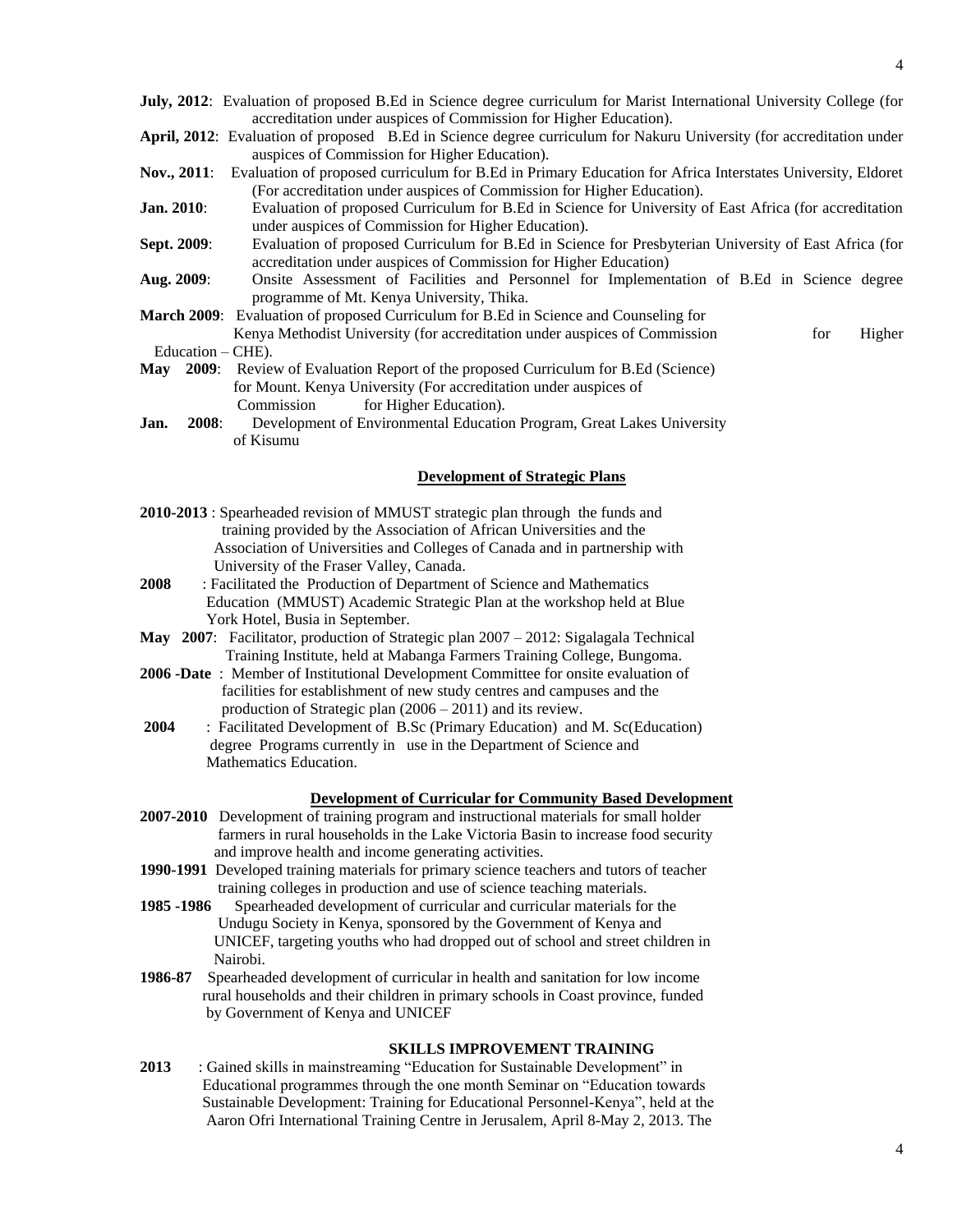**July, 2012**: Evaluation of proposed B.Ed in Science degree curriculum for Marist International University College (for accreditation under auspices of Commission for Higher Education).

**April, 2012**: Evaluation of proposed B.Ed in Science degree curriculum for Nakuru University (for accreditation under auspices of Commission for Higher Education).

**Nov., 2011**: Evaluation of proposed curriculum for B.Ed in Primary Education for Africa Interstates University, Eldoret (For accreditation under auspices of Commission for Higher Education).

**Jan. 2010**: Evaluation of proposed Curriculum for B.Ed in Science for University of East Africa (for accreditation under auspices of Commission for Higher Education).

**Sept. 2009**: Evaluation of proposed Curriculum for B.Ed in Science for Presbyterian University of East Africa (for accreditation under auspices of Commission for Higher Education)

**Aug. 2009**: Onsite Assessment of Facilities and Personnel for Implementation of B.Ed in Science degree programme of Mt. Kenya University, Thika.

**March 2009**: Evaluation of proposed Curriculum for B.Ed in Science and Counseling for Kenya Methodist University (for accreditation under auspices of Commission for Higher Education – CHE).

**May 2009**: Review of Evaluation Report of the proposed Curriculum for B.Ed (Science) for Mount. Kenya University (For accreditation under auspices of Commission for Higher Education).

**Jan. 2008**: Development of Environmental Education Program, Great Lakes University of Kisumu

## Development of Strategic Plans

**2010-2013** : Spearheaded revision of MMUST strategic plan through the funds and training provided by the Association of African Universities and the Association of Universities and Colleges of Canada and in partnership with University of the Fraser Valley, Canada.

**2008** : Facilitated the Production of Department of Science and Mathematics Education (MMUST) Academic Strategic Plan at the workshop held at Blue York Hotel, Busia in September.

**May 2007**: Facilitator, production of Strategic plan 2007 – 2012: Sigalagala Technical Training Institute, held at Mabanga Farmers Training College, Bungoma.

**2006 -Date** : Member of Institutional Development Committee for onsite evaluation of facilities for establishment of new study centres and campuses and the production of Strategic plan (2006 – 2011) and its review.

**2004** : Facilitated Development of B.Sc (Primary Education) and M. Sc(Education) degree Programs currently in use in the Department of Science and Mathematics Education.

## Development of Curricular for Community Based Development

**2007-2010** Development of training program and instructional materials for small holder farmers in rural households in the Lake Victoria Basin to increase food security and improve health and income generating activities.

**1990-1991** Developed training materials for primary science teachers and tutors of teacher training colleges in production and use of science teaching materials.

**1985 -1986** Spearheaded development of curricular and curricular materials for the Undugu Society in Kenya, sponsored by the Government of Kenya and UNICEF, targeting youths who had dropped out of school and street children in Nairobi.

**1986-87** Spearheaded development of curricular in health and sanitation for low income rural households and their children in primary schools in Coast province, funded by Government of Kenya and UNICEF

## SKILLS IMPROVEMENT TRAINING

**2013** : Gained skills in mainstreaming "Education for Sustainable Development" in Educational programmes through the one month Seminar on "Education towards Sustainable Development: Training for Educational Personnel-Kenya", held at the Aaron Ofri International Training Centre in Jerusalem, April 8-May 2, 2013. The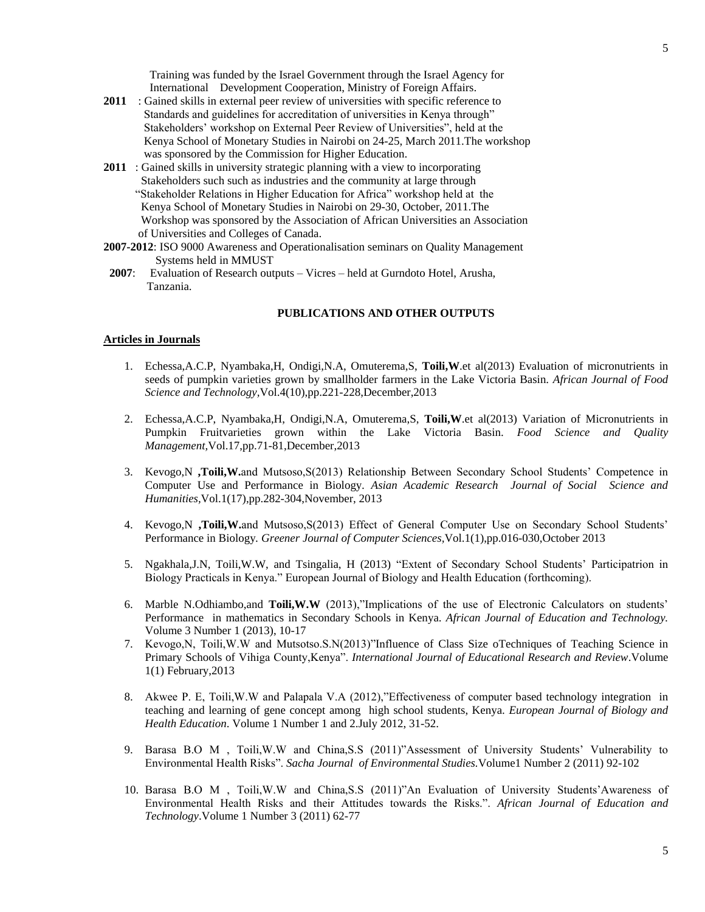Training was funded by the Israel Government through the Israel Agency for International Development Cooperation, Ministry of Foreign Affairs.

**2011** : Gained skills in external peer review of universities with specific reference to Standards and guidelines for accreditation of universities in Kenya through" Stakeholders' workshop on External Peer Review of Universities", held at the Kenya School of Monetary Studies in Nairobi on 24-25, March 2011.The workshop was sponsored by the Commission for Higher Education.

**2011** : Gained skills in university strategic planning with a view to incorporating Stakeholders such such as industries and the community at large through "Stakeholder Relations in Higher Education for Africa" workshop held at the Kenya School of Monetary Studies in Nairobi on 29-30, October, 2011.The Workshop was sponsored by the Association of African Universities an Association of Universities and Colleges of Canada.

**2007-2012**: ISO 9000 Awareness and Operationalisation seminars on Quality Management Systems held in MMUST

**2007**: Evaluation of Research outputs – Vicres – held at Gurndoto Hotel, Arusha, Tanzania.

## PUBLICATIONS AND OTHER OUTPUTS

### Articles in Journals

1. Echessa,A.C.P, Nyambaka,H, Ondigi,N.A, Omuterema,S, **Toili,W**.et al(2013) Evaluation of micronutrients in seeds of pumpkin varieties grown by smallholder farmers in the Lake Victoria Basin. *African Journal of Food Science and Technology*,Vol.4(10),pp.221-228,December,2013

2. Echessa,A.C.P, Nyambaka,H, Ondigi,N.A, Omuterema,S, **Toili,W**.et al(2013) Variation of Micronutrients in Pumpkin Fruitvarieties grown within the Lake Victoria Basin. *Food Science and Quality Management*,Vol.17,pp.71-81,December,2013

3. Kevogo,N **,Toili,W.**and Mutsoso,S(2013) Relationship Between Secondary School Students' Competence in Computer Use and Performance in Biology. *Asian Academic Research Journal of Social Science and Humanities*,Vol.1(17),pp.282-304,November, 2013

4. Kevogo,N **,Toili,W.**and Mutsoso,S(2013) Effect of General Computer Use on Secondary School Students' Performance in Biology. *Greener Journal of Computer Sciences*,Vol.1(1),pp.016-030,October 2013

5. Ngakhala,J.N, Toili,W.W, and Tsingalia, H (2013) "Extent of Secondary School Students' Participatrion in Biology Practicals in Kenya." European Journal of Biology and Health Education (forthcoming).

6. Marble N.Odhiambo,and **Toili,W.W** (2013),"Implications of the use of Electronic Calculators on students' Performance in mathematics in Secondary Schools in Kenya. *African Journal of Education and Technology.* Volume 3 Number 1 (2013), 10-17

7. Kevogo,N, Toili,W.W and Mutsotso.S.N(2013)"Influence of Class Size oTechniques of Teaching Science in Primary Schools of Vihiga County,Kenya". *International Journal of Educational Research and Review*.Volume 1(1) February,2013

8. Akwee P. E, Toili,W.W and Palapala V.A (2012),"Effectiveness of computer based technology integration in teaching and learning of gene concept among high school students, Kenya. *European Journal of Biology and Health Education*. Volume 1 Number 1 and 2.July 2012, 31-52.

9. Barasa B.O M , Toili,W.W and China,S.S (2011)"Assessment of University Students' Vulnerability to Environmental Health Risks". *Sacha Journal of Environmental Studies.*Volume1 Number 2 (2011) 92-102

10. Barasa B.O M , Toili,W.W and China,S.S (2011)"An Evaluation of University Students'Awareness of Environmental Health Risks and their Attitudes towards the Risks.". *African Journal of Education and Technology*.Volume 1 Number 3 (2011) 62-77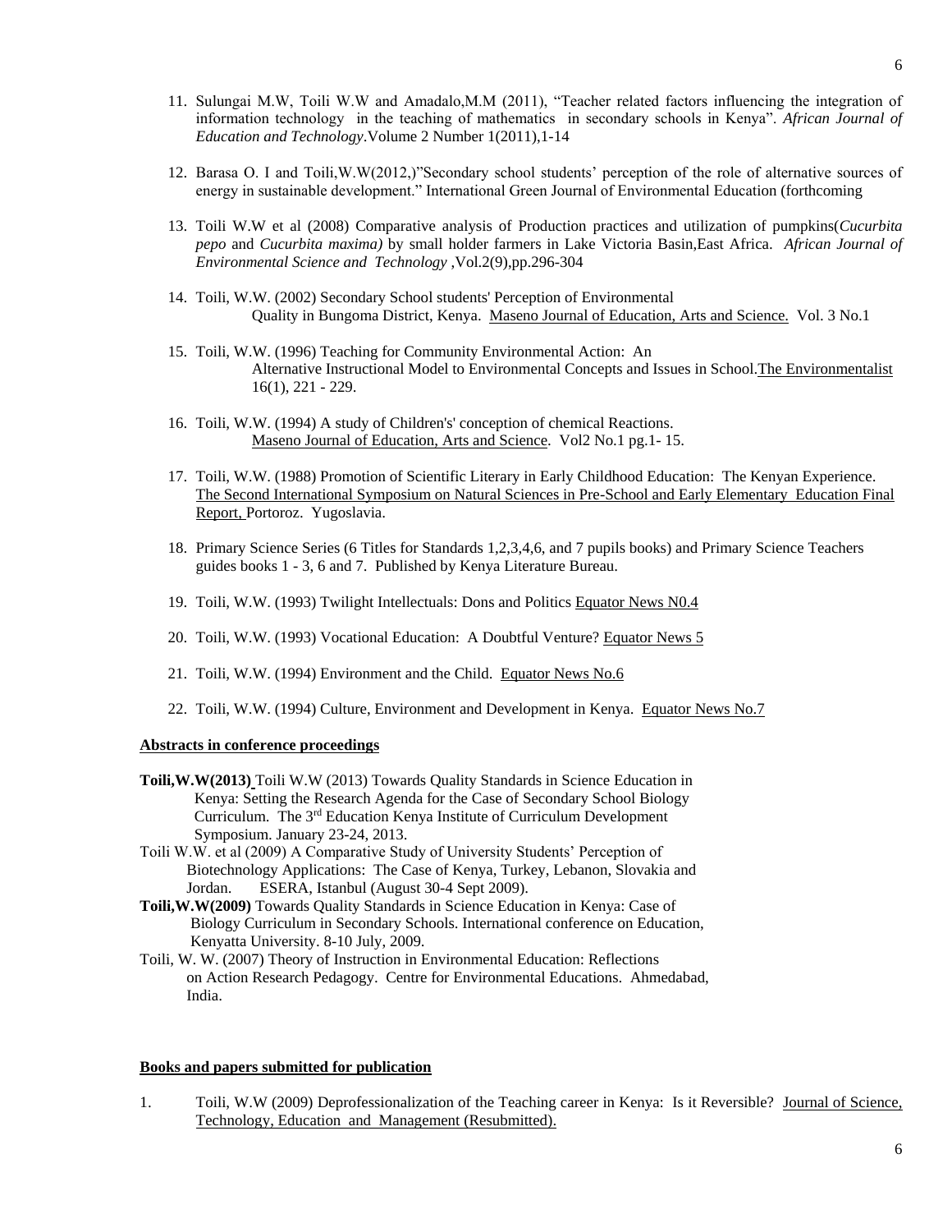11. Sulungai M.W, Toili W.W and Amadalo,M.M (2011), "Teacher related factors influencing the integration of information technology in the teaching of mathematics in secondary schools in Kenya". *African Journal of Education and Technology*.Volume 2 Number 1(2011),1-14

12. Barasa O. I and Toili,W.W(2012,)"Secondary school students' perception of the role of alternative sources of energy in sustainable development." International Green Journal of Environmental Education (forthcoming

13. Toili W.W et al (2008) Comparative analysis of Production practices and utilization of pumpkins(*Cucurbita pepo* and *Cucurbita maxima)* by small holder farmers in Lake Victoria Basin,East Africa. *African Journal of Environmental Science and Technology* ,Vol.2(9),pp.296-304

14. Toili, W.W. (2002) Secondary School students' Perception of Environmental Quality in Bungoma District, Kenya. Maseno Journal of Education, Arts and Science. Vol. 3 No.1

15. Toili, W.W. (1996) Teaching for Community Environmental Action: An Alternative Instructional Model to Environmental Concepts and Issues in School.The Environmentalist 16(1), 221 - 229.

16. Toili, W.W. (1994) A study of Children's' conception of chemical Reactions. Maseno Journal of Education, Arts and Science. Vol2 No.1 pg.1- 15.

17. Toili, W.W. (1988) Promotion of Scientific Literary in Early Childhood Education: The Kenyan Experience. The Second International Symposium on Natural Sciences in Pre-School and Early Elementary Education Final Report, Portoroz. Yugoslavia.

18. Primary Science Series (6 Titles for Standards 1,2,3,4,6, and 7 pupils books) and Primary Science Teachers guides books 1 - 3, 6 and 7. Published by Kenya Literature Bureau.

19. Toili, W.W. (1993) Twilight Intellectuals: Dons and Politics Equator News N0.4

20. Toili, W.W. (1993) Vocational Education: A Doubtful Venture? Equator News 5

21. Toili, W.W. (1994) Environment and the Child. Equator News No.6

22. Toili, W.W. (1994) Culture, Environment and Development in Kenya. Equator News No.7

**Abstracts in conference proceedings**

**Toili,W.W(2013)** Toili W.W (2013) Towards Quality Standards in Science Education in Kenya: Setting the Research Agenda for the Case of Secondary School Biology Curriculum. The 3rd Education Kenya Institute of Curriculum Development Symposium. January 23-24, 2013.

Toili W.W. et al (2009) A Comparative Study of University Students' Perception of Biotechnology Applications: The Case of Kenya, Turkey, Lebanon, Slovakia and Jordan. ESERA, Istanbul (August 30-4 Sept 2009).

**Toili,W.W(2009)** Towards Quality Standards in Science Education in Kenya: Case of Biology Curriculum in Secondary Schools. International conference on Education, Kenyatta University. 8-10 July, 2009.

Toili, W. W. (2007) Theory of Instruction in Environmental Education: Reflections on Action Research Pedagogy. Centre for Environmental Educations. Ahmedabad, India.

**Books and papers submitted for publication**

1. Toili, W.W (2009) Deprofessionalization of the Teaching career in Kenya: Is it Reversible? Journal of Science, Technology, Education and Management (Resubmitted).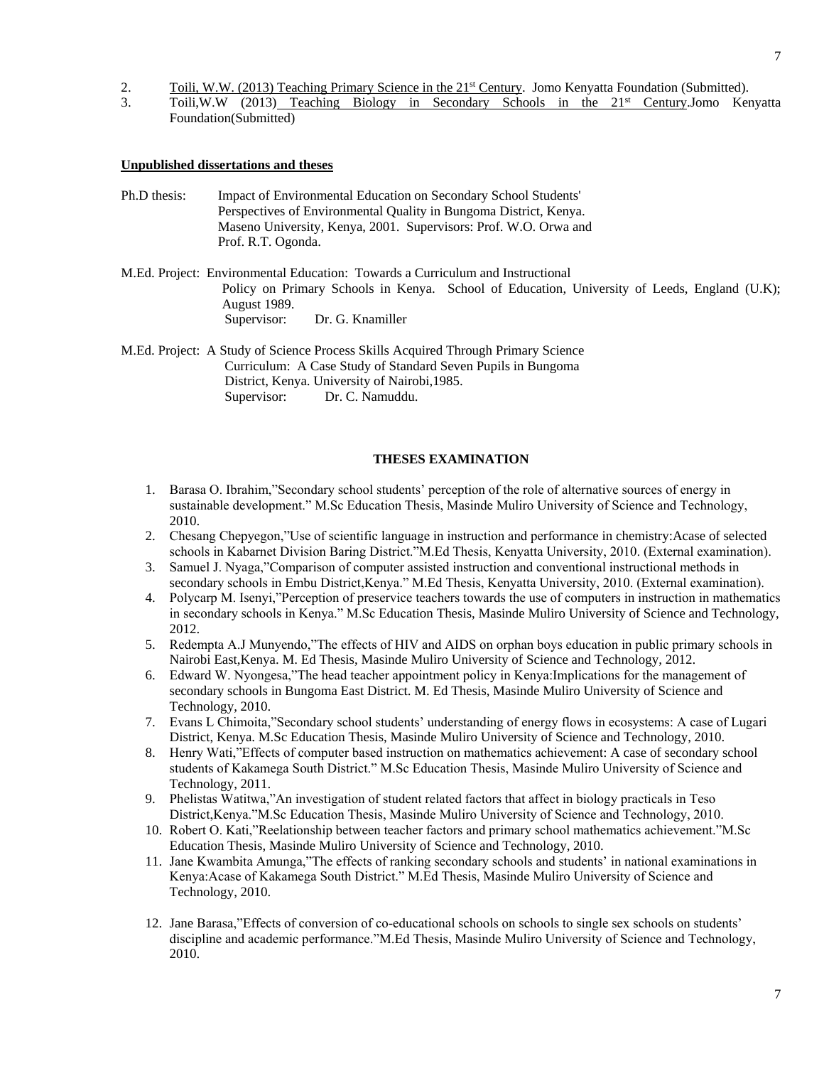2. Toili, W.W. (2013) Teaching Primary Science in the 21st Century. Jomo Kenyatta Foundation (Submitted).
3. Toili,W.W (2013) Teaching Biology in Secondary Schools in the 21st Century.Jomo Kenyatta Foundation(Submitted)

**Unpublished dissertations and theses**

Ph.D thesis: Impact of Environmental Education on Secondary School Students' Perspectives of Environmental Quality in Bungoma District, Kenya. Maseno University, Kenya, 2001. Supervisors: Prof. W.O. Orwa and Prof. R.T. Ogonda.

M.Ed. Project: Environmental Education: Towards a Curriculum and Instructional Policy on Primary Schools in Kenya. School of Education, University of Leeds, England (U.K); August 1989.
Supervisor: Dr. G. Knamiller

M.Ed. Project: A Study of Science Process Skills Acquired Through Primary Science Curriculum: A Case Study of Standard Seven Pupils in Bungoma District, Kenya. University of Nairobi,1985.
Supervisor: Dr. C. Namuddu.

**THESES EXAMINATION**

1. Barasa O. Ibrahim,"Secondary school students' perception of the role of alternative sources of energy in sustainable development." M.Sc Education Thesis, Masinde Muliro University of Science and Technology, 2010.
2. Chesang Chepyegon,"Use of scientific language in instruction and performance in chemistry:Acase of selected schools in Kabarnet Division Baring District."M.Ed Thesis, Kenyatta University, 2010. (External examination).
3. Samuel J. Nyaga,"Comparison of computer assisted instruction and conventional instructional methods in secondary schools in Embu District,Kenya." M.Ed Thesis, Kenyatta University, 2010. (External examination).
4. Polycarp M. Isenyi,"Perception of preservice teachers towards the use of computers in instruction in mathematics in secondary schools in Kenya." M.Sc Education Thesis, Masinde Muliro University of Science and Technology, 2012.
5. Redempta A.J Munyendo,"The effects of HIV and AIDS on orphan boys education in public primary schools in Nairobi East,Kenya. M. Ed Thesis, Masinde Muliro University of Science and Technology, 2012.
6. Edward W. Nyongesa,"The head teacher appointment policy in Kenya:Implications for the management of secondary schools in Bungoma East District. M. Ed Thesis, Masinde Muliro University of Science and Technology, 2010.
7. Evans L Chimoita,"Secondary school students' understanding of energy flows in ecosystems: A case of Lugari District, Kenya. M.Sc Education Thesis, Masinde Muliro University of Science and Technology, 2010.
8. Henry Wati,"Effects of computer based instruction on mathematics achievement: A case of secondary school students of Kakamega South District." M.Sc Education Thesis, Masinde Muliro University of Science and Technology, 2011.
9. Phelistas Watitwa,"An investigation of student related factors that affect in biology practicals in Teso District,Kenya."M.Sc Education Thesis, Masinde Muliro University of Science and Technology, 2010.
10. Robert O. Kati,"Reelationship between teacher factors and primary school mathematics achievement."M.Sc Education Thesis, Masinde Muliro University of Science and Technology, 2010.
11. Jane Kwambita Amunga,"The effects of ranking secondary schools and students' in national examinations in Kenya:Acase of Kakamega South District." M.Ed Thesis, Masinde Muliro University of Science and Technology, 2010.
12. Jane Barasa,"Effects of conversion of co-educational schools on schools to single sex schools on students' discipline and academic performance."M.Ed Thesis, Masinde Muliro University of Science and Technology, 2010.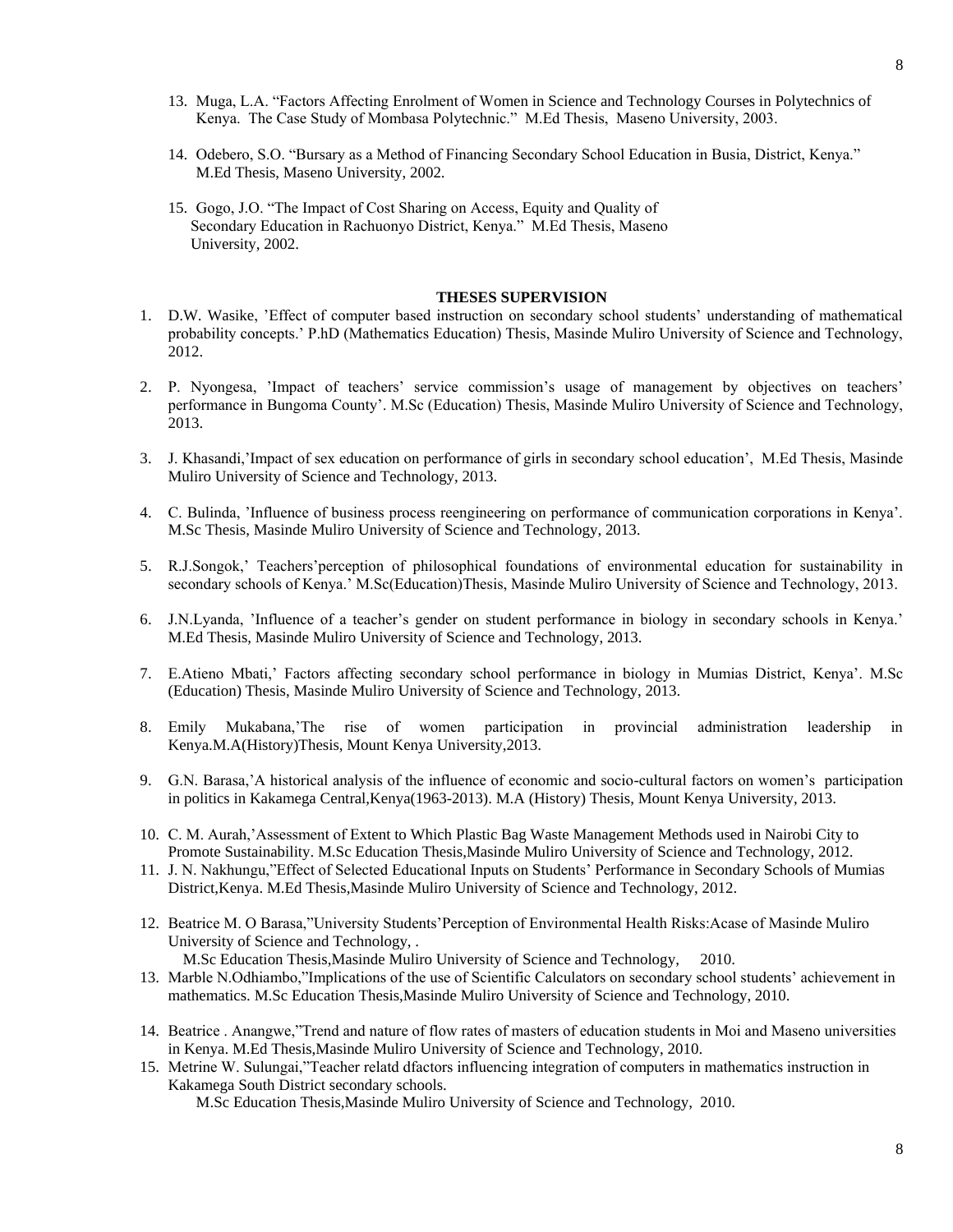13. Muga, L.A. "Factors Affecting Enrolment of Women in Science and Technology Courses in Polytechnics of Kenya. The Case Study of Mombasa Polytechnic." M.Ed Thesis, Maseno University, 2003.

14. Odebero, S.O. "Bursary as a Method of Financing Secondary School Education in Busia, District, Kenya." M.Ed Thesis, Maseno University, 2002.

15. Gogo, J.O. "The Impact of Cost Sharing on Access, Equity and Quality of Secondary Education in Rachuonyo District, Kenya." M.Ed Thesis, Maseno University, 2002.

**THESES SUPERVISION**

1. D.W. Wasike, 'Effect of computer based instruction on secondary school students' understanding of mathematical probability concepts.' P.hD (Mathematics Education) Thesis, Masinde Muliro University of Science and Technology, 2012.

2. P. Nyongesa, 'Impact of teachers' service commission's usage of management by objectives on teachers' performance in Bungoma County'. M.Sc (Education) Thesis, Masinde Muliro University of Science and Technology, 2013.

3. J. Khasandi,'Impact of sex education on performance of girls in secondary school education', M.Ed Thesis, Masinde Muliro University of Science and Technology, 2013.

4. C. Bulinda, 'Influence of business process reengineering on performance of communication corporations in Kenya'. M.Sc Thesis, Masinde Muliro University of Science and Technology, 2013.

5. R.J.Songok,' Teachers'perception of philosophical foundations of environmental education for sustainability in secondary schools of Kenya.' M.Sc(Education)Thesis, Masinde Muliro University of Science and Technology, 2013.

6. J.N.Lyanda, 'Influence of a teacher's gender on student performance in biology in secondary schools in Kenya.' M.Ed Thesis, Masinde Muliro University of Science and Technology, 2013.

7. E.Atieno Mbati,' Factors affecting secondary school performance in biology in Mumias District, Kenya'. M.Sc (Education) Thesis, Masinde Muliro University of Science and Technology, 2013.

8. Emily Mukabana,'The rise of women participation in provincial administration leadership in Kenya.M.A(History)Thesis, Mount Kenya University,2013.

9. G.N. Barasa,'A historical analysis of the influence of economic and socio-cultural factors on women's participation in politics in Kakamega Central,Kenya(1963-2013). M.A (History) Thesis, Mount Kenya University, 2013.

10. C. M. Aurah,'Assessment of Extent to Which Plastic Bag Waste Management Methods used in Nairobi City to Promote Sustainability. M.Sc Education Thesis,Masinde Muliro University of Science and Technology, 2012.

11. J. N. Nakhungu,"Effect of Selected Educational Inputs on Students' Performance in Secondary Schools of Mumias District,Kenya. M.Ed Thesis,Masinde Muliro University of Science and Technology, 2012.

12. Beatrice M. O Barasa,"University Students'Perception of Environmental Health Risks:Acase of Masinde Muliro University of Science and Technology, .
    M.Sc Education Thesis,Masinde Muliro University of Science and Technology, 2010.

13. Marble N.Odhiambo,"Implications of the use of Scientific Calculators on secondary school students' achievement in mathematics. M.Sc Education Thesis,Masinde Muliro University of Science and Technology, 2010.

14. Beatrice . Anangwe,"Trend and nature of flow rates of masters of education students in Moi and Maseno universities in Kenya. M.Ed Thesis,Masinde Muliro University of Science and Technology, 2010.

15. Metrine W. Sulungai,"Teacher relatd dfactors influencing integration of computers in mathematics instruction in Kakamega South District secondary schools.
    M.Sc Education Thesis,Masinde Muliro University of Science and Technology, 2010.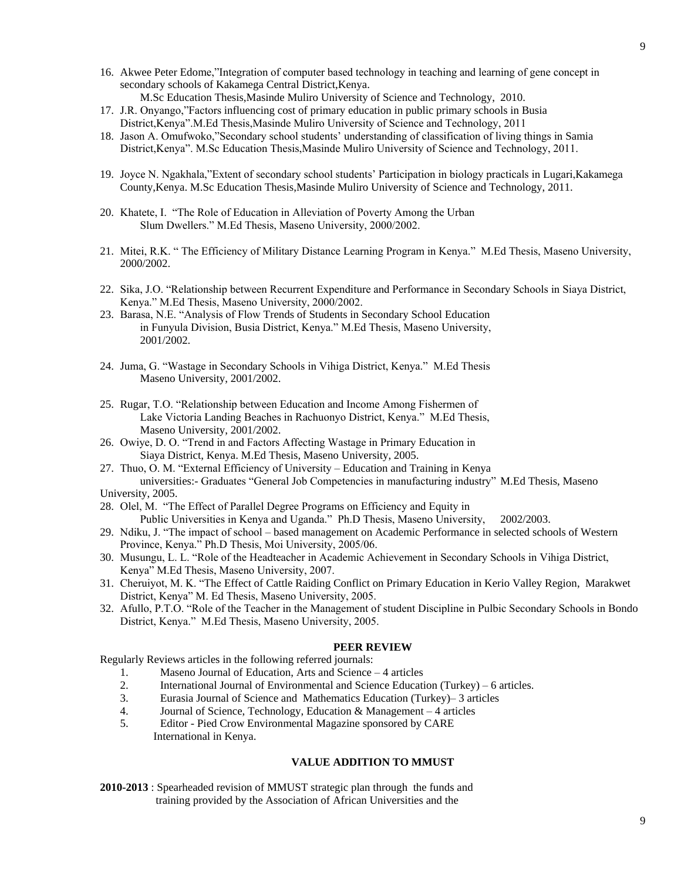16. Akwee Peter Edome,"Integration of computer based technology in teaching and learning of gene concept in secondary schools of Kakamega Central District,Kenya.
    M.Sc Education Thesis,Masinde Muliro University of Science and Technology, 2010.
17. J.R. Onyango,"Factors influencing cost of primary education in public primary schools in Busia District,Kenya".M.Ed Thesis,Masinde Muliro University of Science and Technology, 2011
18. Jason A. Omufwoko,"Secondary school students' understanding of classification of living things in Samia District,Kenya". M.Sc Education Thesis,Masinde Muliro University of Science and Technology, 2011.
19. Joyce N. Ngakhala,"Extent of secondary school students' Participation in biology practicals in Lugari,Kakamega County,Kenya. M.Sc Education Thesis,Masinde Muliro University of Science and Technology, 2011.
20. Khatete, I. "The Role of Education in Alleviation of Poverty Among the Urban Slum Dwellers." M.Ed Thesis, Maseno University, 2000/2002.
21. Mitei, R.K. " The Efficiency of Military Distance Learning Program in Kenya." M.Ed Thesis, Maseno University, 2000/2002.
22. Sika, J.O. "Relationship between Recurrent Expenditure and Performance in Secondary Schools in Siaya District, Kenya." M.Ed Thesis, Maseno University, 2000/2002.
23. Barasa, N.E. "Analysis of Flow Trends of Students in Secondary School Education in Funyula Division, Busia District, Kenya." M.Ed Thesis, Maseno University, 2001/2002.
24. Juma, G. "Wastage in Secondary Schools in Vihiga District, Kenya." M.Ed Thesis Maseno University, 2001/2002.
25. Rugar, T.O. "Relationship between Education and Income Among Fishermen of Lake Victoria Landing Beaches in Rachuonyo District, Kenya." M.Ed Thesis, Maseno University, 2001/2002.
26. Owiye, D. O. "Trend in and Factors Affecting Wastage in Primary Education in Siaya District, Kenya. M.Ed Thesis, Maseno University, 2005.
27. Thuo, O. M. "External Efficiency of University – Education and Training in Kenya universities:- Graduates "General Job Competencies in manufacturing industry" M.Ed Thesis, Maseno University, 2005.
28. Olel, M. "The Effect of Parallel Degree Programs on Efficiency and Equity in Public Universities in Kenya and Uganda." Ph.D Thesis, Maseno University, 2002/2003.
29. Ndiku, J. "The impact of school – based management on Academic Performance in selected schools of Western Province, Kenya." Ph.D Thesis, Moi University, 2005/06.
30. Musungu, L. L. "Role of the Headteacher in Academic Achievement in Secondary Schools in Vihiga District, Kenya" M.Ed Thesis, Maseno University, 2007.
31. Cheruiyot, M. K. "The Effect of Cattle Raiding Conflict on Primary Education in Kerio Valley Region, Marakwet District, Kenya" M. Ed Thesis, Maseno University, 2005.
32. Afullo, P.T.O. "Role of the Teacher in the Management of student Discipline in Pulbic Secondary Schools in Bondo District, Kenya." M.Ed Thesis, Maseno University, 2005.

**PEER REVIEW**

Regularly Reviews articles in the following referred journals:

1. Maseno Journal of Education, Arts and Science – 4 articles
2. International Journal of Environmental and Science Education (Turkey) – 6 articles.
3. Eurasia Journal of Science and Mathematics Education (Turkey)– 3 articles
4. Journal of Science, Technology, Education & Management – 4 articles
5. Editor - Pied Crow Environmental Magazine sponsored by CARE International in Kenya.

**VALUE ADDITION TO MMUST**

**2010-2013** : Spearheaded revision of MMUST strategic plan through the funds and training provided by the Association of African Universities and the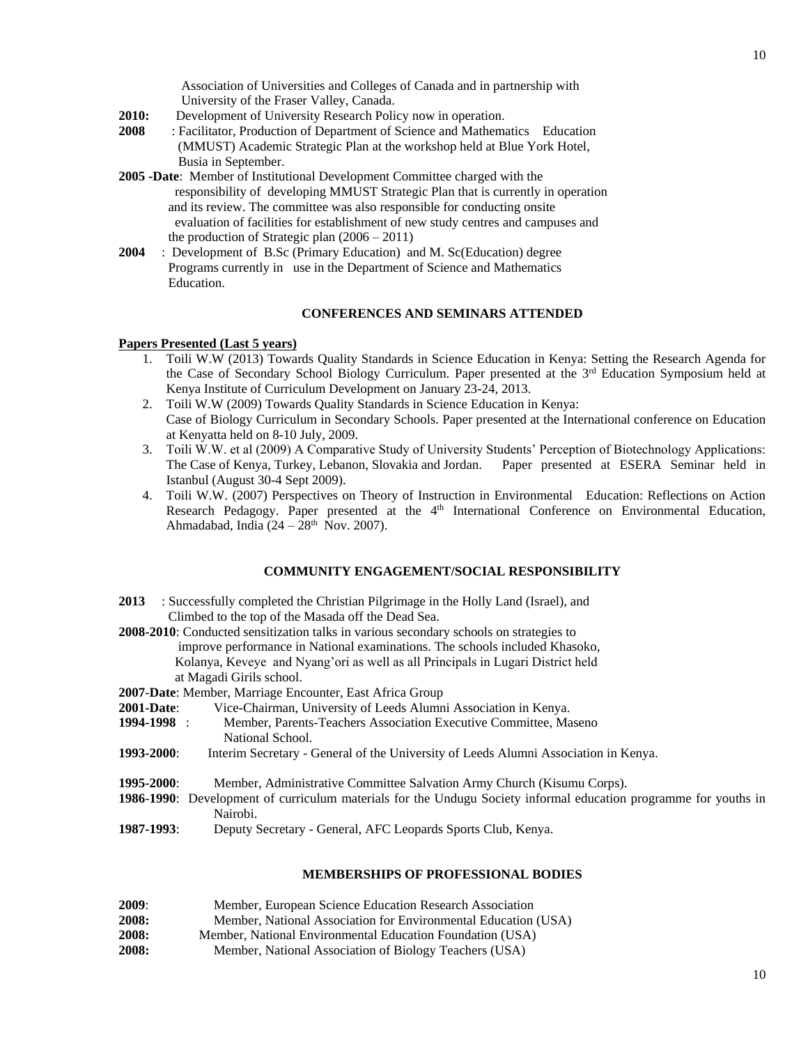Association of Universities and Colleges of Canada and in partnership with University of the Fraser Valley, Canada.

**2010:** Development of University Research Policy now in operation.

**2008** : Facilitator, Production of Department of Science and Mathematics Education (MMUST) Academic Strategic Plan at the workshop held at Blue York Hotel, Busia in September.

**2005 -Date**: Member of Institutional Development Committee charged with the responsibility of developing MMUST Strategic Plan that is currently in operation and its review. The committee was also responsible for conducting onsite evaluation of facilities for establishment of new study centres and campuses and the production of Strategic plan (2006 – 2011)

**2004** : Development of B.Sc (Primary Education) and M. Sc(Education) degree Programs currently in use in the Department of Science and Mathematics Education.

## CONFERENCES AND SEMINARS ATTENDED

**Papers Presented (Last 5 years)**

1. Toili W.W (2013) Towards Quality Standards in Science Education in Kenya: Setting the Research Agenda for the Case of Secondary School Biology Curriculum. Paper presented at the 3rd Education Symposium held at Kenya Institute of Curriculum Development on January 23-24, 2013.
2. Toili W.W (2009) Towards Quality Standards in Science Education in Kenya: Case of Biology Curriculum in Secondary Schools. Paper presented at the International conference on Education at Kenyatta held on 8-10 July, 2009.
3. Toili W.W. et al (2009) A Comparative Study of University Students' Perception of Biotechnology Applications: The Case of Kenya, Turkey, Lebanon, Slovakia and Jordan. Paper presented at ESERA Seminar held in Istanbul (August 30-4 Sept 2009).
4. Toili W.W. (2007) Perspectives on Theory of Instruction in Environmental Education: Reflections on Action Research Pedagogy. Paper presented at the 4th International Conference on Environmental Education, Ahmadabad, India (24 – 28th Nov. 2007).

## COMMUNITY ENGAGEMENT/SOCIAL RESPONSIBILITY

**2013** : Successfully completed the Christian Pilgrimage in the Holly Land (Israel), and Climbed to the top of the Masada off the Dead Sea.

**2008-2010**: Conducted sensitization talks in various secondary schools on strategies to improve performance in National examinations. The schools included Khasoko, Kolanya, Keveye and Nyang'ori as well as all Principals in Lugari District held at Magadi Girils school.

**2007-Date**: Member, Marriage Encounter, East Africa Group

**2001-Date**: Vice-Chairman, University of Leeds Alumni Association in Kenya.

**1994-1998** : Member, Parents-Teachers Association Executive Committee, Maseno National School.

**1993-2000**: Interim Secretary - General of the University of Leeds Alumni Association in Kenya.

**1995-2000**: Member, Administrative Committee Salvation Army Church (Kisumu Corps).

**1986-1990**: Development of curriculum materials for the Undugu Society informal education programme for youths in Nairobi.

**1987-1993**: Deputy Secretary - General, AFC Leopards Sports Club, Kenya.

## MEMBERSHIPS OF PROFESSIONAL BODIES

**2009**: Member, European Science Education Research Association

**2008:** Member, National Association for Environmental Education (USA)

**2008:** Member, National Environmental Education Foundation (USA)

**2008:** Member, National Association of Biology Teachers (USA)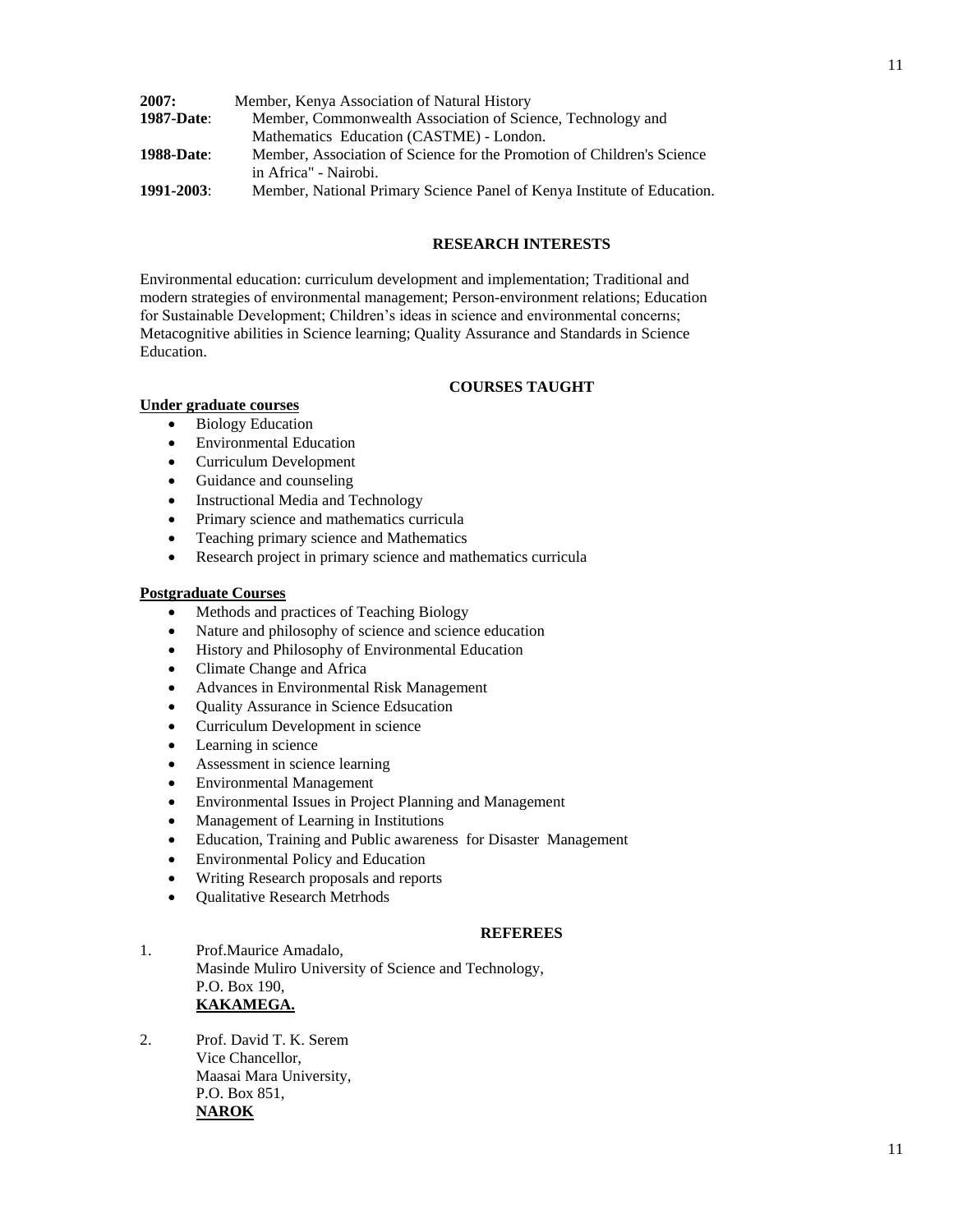**2007:** Member, Kenya Association of Natural History

**1987-Date**: Member, Commonwealth Association of Science, Technology and Mathematics Education (CASTME) - London.

**1988-Date**: Member, Association of Science for the Promotion of Children's Science in Africa" - Nairobi.

**1991-2003**: Member, National Primary Science Panel of Kenya Institute of Education.

## RESEARCH INTERESTS

Environmental education: curriculum development and implementation; Traditional and modern strategies of environmental management; Person-environment relations; Education for Sustainable Development; Children's ideas in science and environmental concerns; Metacognitive abilities in Science learning; Quality Assurance and Standards in Science Education.

## COURSES TAUGHT

**Under graduate courses**

- Biology Education
- Environmental Education
- Curriculum Development
- Guidance and counseling
- Instructional Media and Technology
- Primary science and mathematics curricula
- Teaching primary science and Mathematics
- Research project in primary science and mathematics curricula

**Postgraduate Courses**

- Methods and practices of Teaching Biology
- Nature and philosophy of science and science education
- History and Philosophy of Environmental Education
- Climate Change and Africa
- Advances in Environmental Risk Management
- Quality Assurance in Science Edsucation
- Curriculum Development in science
- Learning in science
- Assessment in science learning
- Environmental Management
- Environmental Issues in Project Planning and Management
- Management of Learning in Institutions
- Education, Training and Public awareness for Disaster Management
- Environmental Policy and Education
- Writing Research proposals and reports
- Qualitative Research Metrhods

## REFEREES

1. Prof.Maurice Amadalo,
   Masinde Muliro University of Science and Technology,
   P.O. Box 190,
   **KAKAMEGA.**

2. Prof. David T. K. Serem
   Vice Chancellor,
   Maasai Mara University,
   P.O. Box 851,
   **NAROK**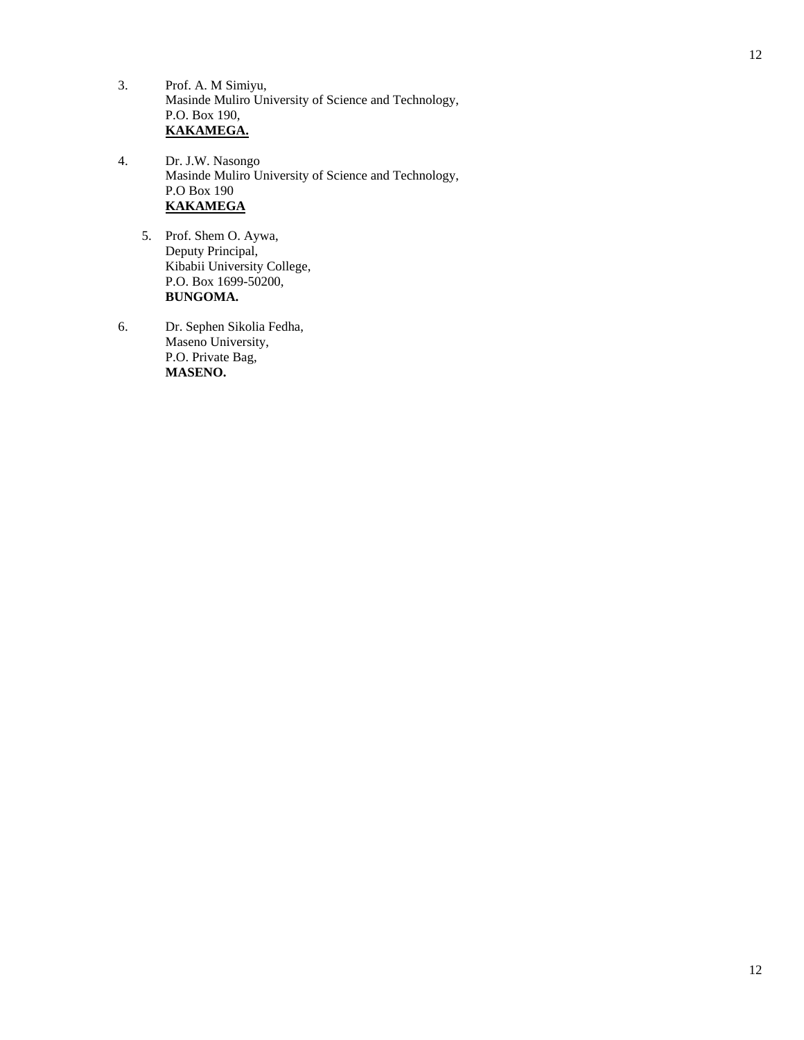3. Prof. A. M Simiyu,
   Masinde Muliro University of Science and Technology,
   P.O. Box 190,
   **<u>KAKAMEGA.</u>**

4. Dr. J.W. Nasongo
   Masinde Muliro University of Science and Technology,
   P.O Box 190
   **<u>KAKAMEGA</u>**

5. Prof. Shem O. Aywa,
   Deputy Principal,
   Kibabii University College,
   P.O. Box 1699-50200,
   **BUNGOMA.**

6. Dr. Sephen Sikolia Fedha,
   Maseno University,
   P.O. Private Bag,
   **MASENO.**